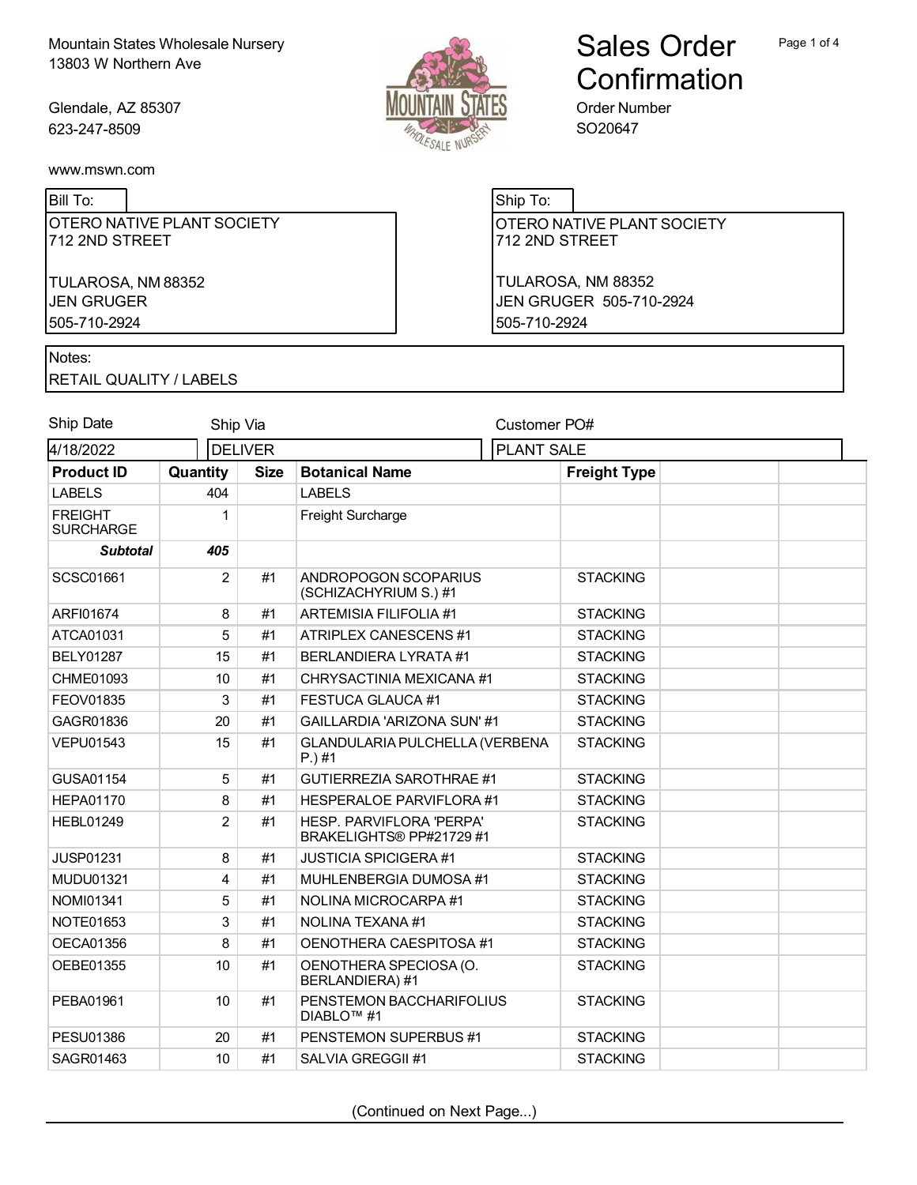Mountain States Wholesale Nursery
13803 W Northern Ave

Glendale, AZ 85307
623-247-8509

www.mswn.com

# Sales Order Confirmation

Order Number
SO20647

| Bill To: | Ship To: |
|---|---|
| OTERO NATIVE PLANT SOCIETY<br>712 2ND STREET<br><br>TULAROSA, NM 88352<br>JEN GRUGER<br>505-710-2924 | OTERO NATIVE PLANT SOCIETY<br>712 2ND STREET<br><br>TULAROSA, NM 88352<br>JEN GRUGER 505-710-2924<br>505-710-2924 |

Notes:
RETAIL QUALITY / LABELS

| Ship Date | Ship Via | Customer PO# |
|---|---|---|
| 4/18/2022 | DELIVER | PLANT SALE |

| Product ID | Quantity | Size | Botanical Name | Freight Type | | |
|---|---|---|---|---|---|---|
| LABELS | 404 | | LABELS | | | |
| FREIGHT SURCHARGE | 1 | | Freight Surcharge | | | |
| ***Subtotal*** | ***405*** | | | | | |
| SCSC01661 | 2 | #1 | ANDROPOGON SCOPARIUS (SCHIZACHYRIUM S.) #1 | STACKING | | |
| ARFI01674 | 8 | #1 | ARTEMISIA FILIFOLIA #1 | STACKING | | |
| ATCA01031 | 5 | #1 | ATRIPLEX CANESCENS #1 | STACKING | | |
| BELY01287 | 15 | #1 | BERLANDIERA LYRATA #1 | STACKING | | |
| CHME01093 | 10 | #1 | CHRYSACTINIA MEXICANA #1 | STACKING | | |
| FEOV01835 | 3 | #1 | FESTUCA GLAUCA #1 | STACKING | | |
| GAGR01836 | 20 | #1 | GAILLARDIA 'ARIZONA SUN' #1 | STACKING | | |
| VEPU01543 | 15 | #1 | GLANDULARIA PULCHELLA (VERBENA P.) #1 | STACKING | | |
| GUSA01154 | 5 | #1 | GUTIERREZIA SAROTHRAE #1 | STACKING | | |
| HEPA01170 | 8 | #1 | HESPERALOE PARVIFLORA #1 | STACKING | | |
| HEBL01249 | 2 | #1 | HESP. PARVIFLORA 'PERPA' BRAKELIGHTS® PP#21729 #1 | STACKING | | |
| JUSP01231 | 8 | #1 | JUSTICIA SPICIGERA #1 | STACKING | | |
| MUDU01321 | 4 | #1 | MUHLENBERGIA DUMOSA #1 | STACKING | | |
| NOMI01341 | 5 | #1 | NOLINA MICROCARPA #1 | STACKING | | |
| NOTE01653 | 3 | #1 | NOLINA TEXANA #1 | STACKING | | |
| OECA01356 | 8 | #1 | OENOTHERA CAESPITOSA #1 | STACKING | | |
| OEBE01355 | 10 | #1 | OENOTHERA SPECIOSA (O. BERLANDIERA) #1 | STACKING | | |
| PEBA01961 | 10 | #1 | PENSTEMON BACCHARIFOLIUS DIABLO™ #1 | STACKING | | |
| PESU01386 | 20 | #1 | PENSTEMON SUPERBUS #1 | STACKING | | |
| SAGR01463 | 10 | #1 | SALVIA GREGGII #1 | STACKING | | |

(Continued on Next Page...)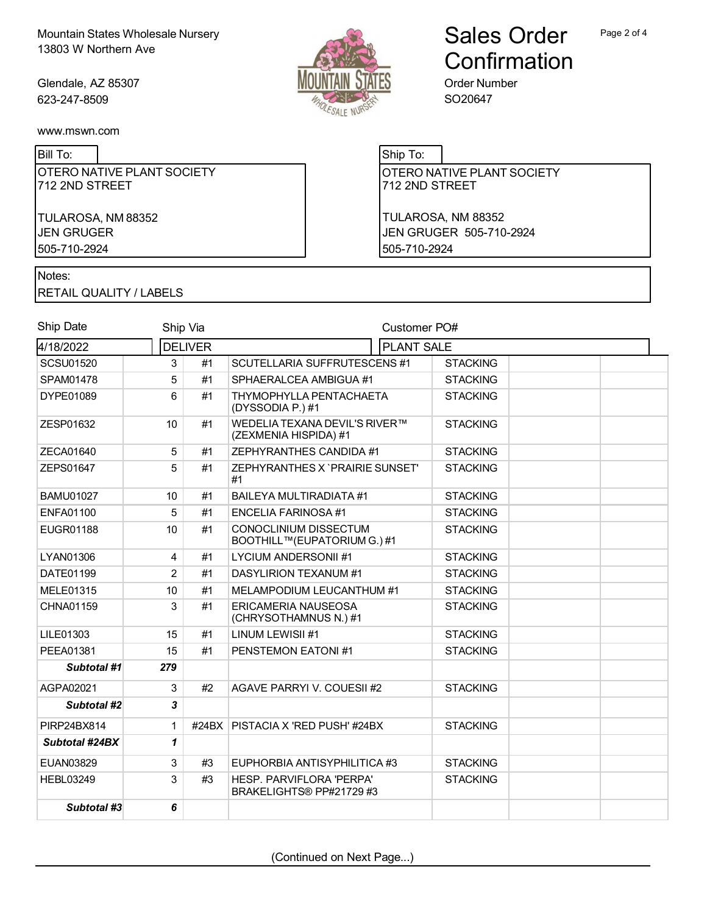Mountain States Wholesale Nursery
13803 W Northern Ave

Glendale, AZ 85307
623-247-8509

www.mswn.com

# Sales Order Confirmation

Order Number
SO20647

| Bill To: | Ship To: |
| --- | --- |
| OTERO NATIVE PLANT SOCIETY<br>712 2ND STREET<br><br>TULAROSA, NM 88352<br>JEN GRUGER<br>505-710-2924 | OTERO NATIVE PLANT SOCIETY<br>712 2ND STREET<br><br>TULAROSA, NM 88352<br>JEN GRUGER 505-710-2924<br>505-710-2924 |

Notes:
RETAIL QUALITY / LABELS

| Ship Date | Ship Via | | | Customer PO# | | |
| --- | --- | --- | --- | --- | --- | --- |
| 4/18/2022 | DELIVER | | | PLANT SALE | | |
| SCSU01520 | 3 | #1 | SCUTELLARIA SUFFRUTESCENS #1 | STACKING | | |
| SPAM01478 | 5 | #1 | SPHAERALCEA AMBIGUA #1 | STACKING | | |
| DYPE01089 | 6 | #1 | THYMOPHYLLA PENTACHAETA (DYSSODIA P.) #1 | STACKING | | |
| ZESP01632 | 10 | #1 | WEDELIA TEXANA DEVIL'S RIVER™ (ZEXMENIA HISPIDA) #1 | STACKING | | |
| ZECA01640 | 5 | #1 | ZEPHYRANTHES CANDIDA #1 | STACKING | | |
| ZEPS01647 | 5 | #1 | ZEPHYRANTHES X `PRAIRIE SUNSET' #1 | STACKING | | |
| BAMU01027 | 10 | #1 | BAILEYA MULTIRADIATA #1 | STACKING | | |
| ENFA01100 | 5 | #1 | ENCELIA FARINOSA #1 | STACKING | | |
| EUGR01188 | 10 | #1 | CONOCLINIUM DISSECTUM BOOTHILL™(EUPATORIUM G.) #1 | STACKING | | |
| LYAN01306 | 4 | #1 | LYCIUM ANDERSONII #1 | STACKING | | |
| DATE01199 | 2 | #1 | DASYLIRION TEXANUM #1 | STACKING | | |
| MELE01315 | 10 | #1 | MELAMPODIUM LEUCANTHUM #1 | STACKING | | |
| CHNA01159 | 3 | #1 | ERICAMERIA NAUSEOSA (CHRYSOTHAMNUS N.) #1 | STACKING | | |
| LILE01303 | 15 | #1 | LINUM LEWISII #1 | STACKING | | |
| PEEA01381 | 15 | #1 | PENSTEMON EATONI #1 | STACKING | | |
| ***Subtotal #1*** | ***279*** | | | | | |
| AGPA02021 | 3 | #2 | AGAVE PARRYI V. COUESII #2 | STACKING | | |
| ***Subtotal #2*** | ***3*** | | | | | |
| PIRP24BX814 | 1 | #24BX | PISTACIA X 'RED PUSH' #24BX | STACKING | | |
| ***Subtotal #24BX*** | ***1*** | | | | | |
| EUAN03829 | 3 | #3 | EUPHORBIA ANTISYPHILITICA #3 | STACKING | | |
| HEBL03249 | 3 | #3 | HESP. PARVIFLORA 'PERPA' BRAKELIGHTS® PP#21729 #3 | STACKING | | |
| ***Subtotal #3*** | ***6*** | | | | | |

(Continued on Next Page...)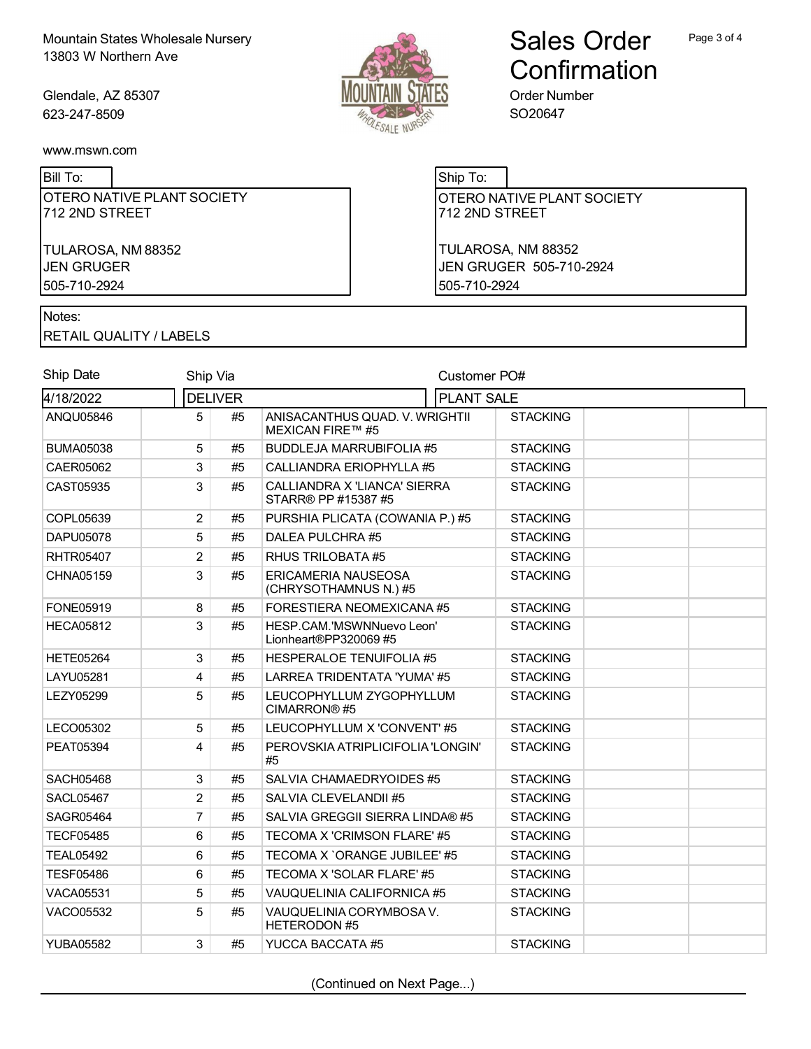Mountain States Wholesale Nursery
13803 W Northern Ave

Glendale, AZ 85307
623-247-8509

www.mswn.com

# Sales Order Confirmation

Order Number
SO20647

| Bill To: | Ship To: |
|---|---|
| OTERO NATIVE PLANT SOCIETY<br>712 2ND STREET<br><br>TULAROSA, NM 88352<br>JEN GRUGER<br>505-710-2924 | OTERO NATIVE PLANT SOCIETY<br>712 2ND STREET<br><br>TULAROSA, NM 88352<br>JEN GRUGER 505-710-2924<br>505-710-2924 |

Notes:
RETAIL QUALITY / LABELS

| Ship Date | Ship Via | Customer PO# |
|---|---|---|
| 4/18/2022 | DELIVER | PLANT SALE |

| Item | | Qty | Size | Description | | | |
|---|---|---|---|---|---|---|---|
| ANQU05846 | | 5 | #5 | ANISACANTHUS QUAD. V. WRIGHTII MEXICAN FIRE™ #5 | STACKING | | |
| BUMA05038 | | 5 | #5 | BUDDLEJA MARRUBIFOLIA #5 | STACKING | | |
| CAER05062 | | 3 | #5 | CALLIANDRA ERIOPHYLLA #5 | STACKING | | |
| CAST05935 | | 3 | #5 | CALLIANDRA X 'LIANCA' SIERRA STARR® PP #15387 #5 | STACKING | | |
| COPL05639 | | 2 | #5 | PURSHIA PLICATA (COWANIA P.) #5 | STACKING | | |
| DAPU05078 | | 5 | #5 | DALEA PULCHRA #5 | STACKING | | |
| RHTR05407 | | 2 | #5 | RHUS TRILOBATA #5 | STACKING | | |
| CHNA05159 | | 3 | #5 | ERICAMERIA NAUSEOSA (CHRYSOTHAMNUS N.) #5 | STACKING | | |
| FONE05919 | | 8 | #5 | FORESTIERA NEOMEXICANA #5 | STACKING | | |
| HECA05812 | | 3 | #5 | HESP.CAM.'MSWNNuevo Leon' Lionheart®PP320069 #5 | STACKING | | |
| HETE05264 | | 3 | #5 | HESPERALOE TENUIFOLIA #5 | STACKING | | |
| LAYU05281 | | 4 | #5 | LARREA TRIDENTATA 'YUMA' #5 | STACKING | | |
| LEZY05299 | | 5 | #5 | LEUCOPHYLLUM ZYGOPHYLLUM CIMARRON® #5 | STACKING | | |
| LECO05302 | | 5 | #5 | LEUCOPHYLLUM X 'CONVENT' #5 | STACKING | | |
| PEAT05394 | | 4 | #5 | PEROVSKIA ATRIPLICIFOLIA 'LONGIN' #5 | STACKING | | |
| SACH05468 | | 3 | #5 | SALVIA CHAMAEDRYOIDES #5 | STACKING | | |
| SACL05467 | | 2 | #5 | SALVIA CLEVELANDII #5 | STACKING | | |
| SAGR05464 | | 7 | #5 | SALVIA GREGGII SIERRA LINDA® #5 | STACKING | | |
| TECF05485 | | 6 | #5 | TECOMA X 'CRIMSON FLARE' #5 | STACKING | | |
| TEAL05492 | | 6 | #5 | TECOMA X `ORANGE JUBILEE' #5 | STACKING | | |
| TESF05486 | | 6 | #5 | TECOMA X 'SOLAR FLARE' #5 | STACKING | | |
| VACA05531 | | 5 | #5 | VAUQUELINIA CALIFORNICA #5 | STACKING | | |
| VACO05532 | | 5 | #5 | VAUQUELINIA CORYMBOSA V. HETERODON #5 | STACKING | | |
| YUBA05582 | | 3 | #5 | YUCCA BACCATA #5 | STACKING | | |

(Continued on Next Page...)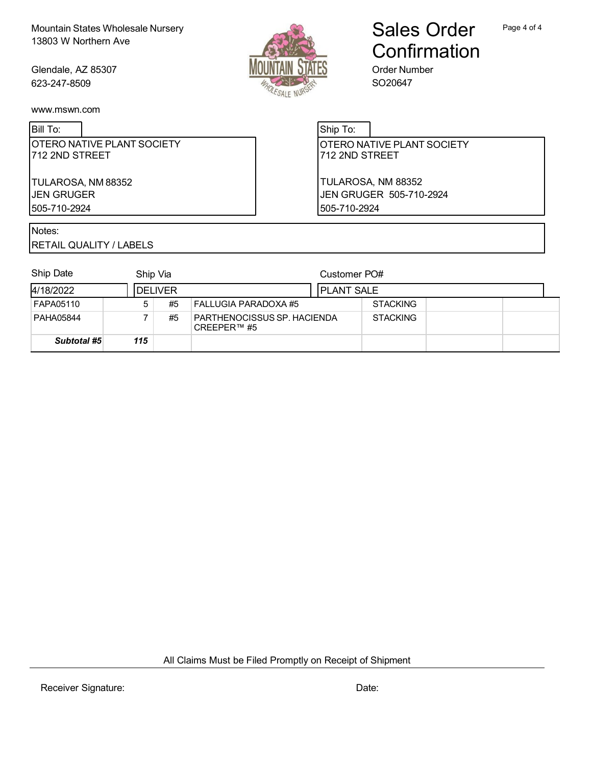Mountain States Wholesale Nursery
13803 W Northern Ave

Glendale, AZ 85307
623-247-8509

www.mswn.com

# Sales Order Confirmation

Order Number
SO20647

| Bill To: | Ship To: |
|---|---|
| OTERO NATIVE PLANT SOCIETY<br>712 2ND STREET<br><br>TULAROSA, NM 88352<br>JEN GRUGER<br>505-710-2924 | OTERO NATIVE PLANT SOCIETY<br>712 2ND STREET<br><br>TULAROSA, NM 88352<br>JEN GRUGER 505-710-2924<br>505-710-2924 |

Notes:
RETAIL QUALITY / LABELS

| Ship Date | Ship Via | Customer PO# |
|---|---|---|
| 4/18/2022 | DELIVER | PLANT SALE |

| | | | | | | |
|---|---|---|---|---|---|---|
| FAPA05110 | 5 | #5 | FALLUGIA PARADOXA #5 | STACKING | | |
| PAHA05844 | 7 | #5 | PARTHENOCISSUS SP. HACIENDA CREEPER™ #5 | STACKING | | |
| ***Subtotal #5*** | ***115*** | | | | | |

All Claims Must be Filed Promptly on Receipt of Shipment

Receiver Signature: Date: